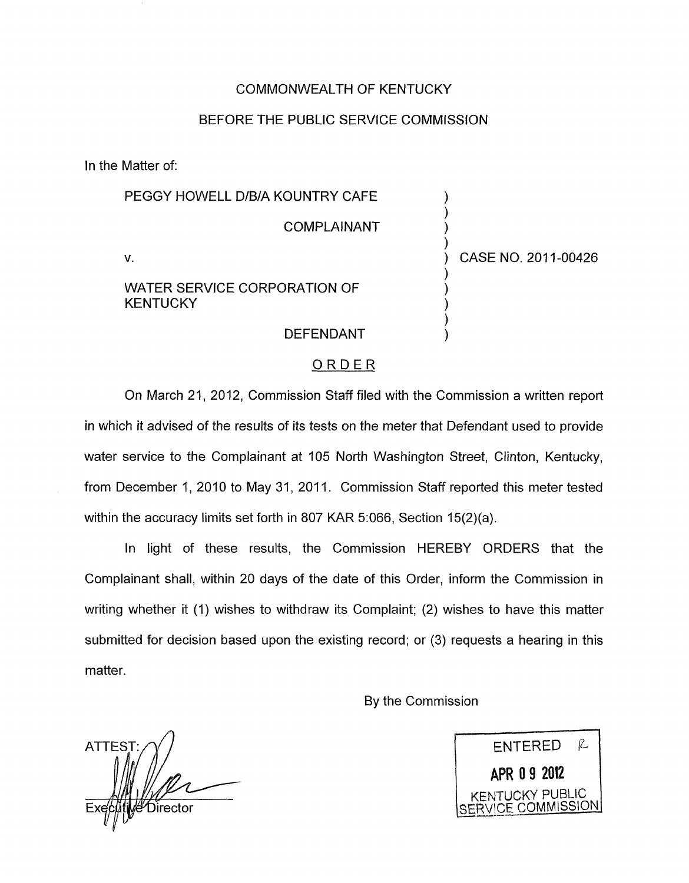COMMONWEALTH OF KENTUCKY

BEFORE THE PUBLIC SERVICE COMMISSION

In the Matter of:

| | | |
|---|---|---|
| PEGGY HOWELL D/B/A KOUNTRY CAFE | ) | |
| COMPLAINANT | ) | |
| V. | ) | CASE NO. 2011-00426 |
| WATER SERVICE CORPORATION OF KENTUCKY | ) | |
| DEFENDANT | ) | |

ORDER

On March 21, 2012, Commission Staff filed with the Commission a written report in which it advised of the results of its tests on the meter that Defendant used to provide water service to the Complainant at 105 North Washington Street, Clinton, Kentucky, from December 1, 2010 to May 31, 2011. Commission Staff reported this meter tested within the accuracy limits set forth in 807 KAR 5:066, Section 15(2)(a).

In light of these results, the Commission HEREBY ORDERS that the Complainant shall, within 20 days of the date of this Order, inform the Commission in writing whether it (1) wishes to withdraw its Complaint; (2) wishes to have this matter submitted for decision based upon the existing record; or (3) requests a hearing in this matter.

By the Commission

ATTEST:

Executive Director

ENTERED
APR 09 2012
KENTUCKY PUBLIC SERVICE COMMISSION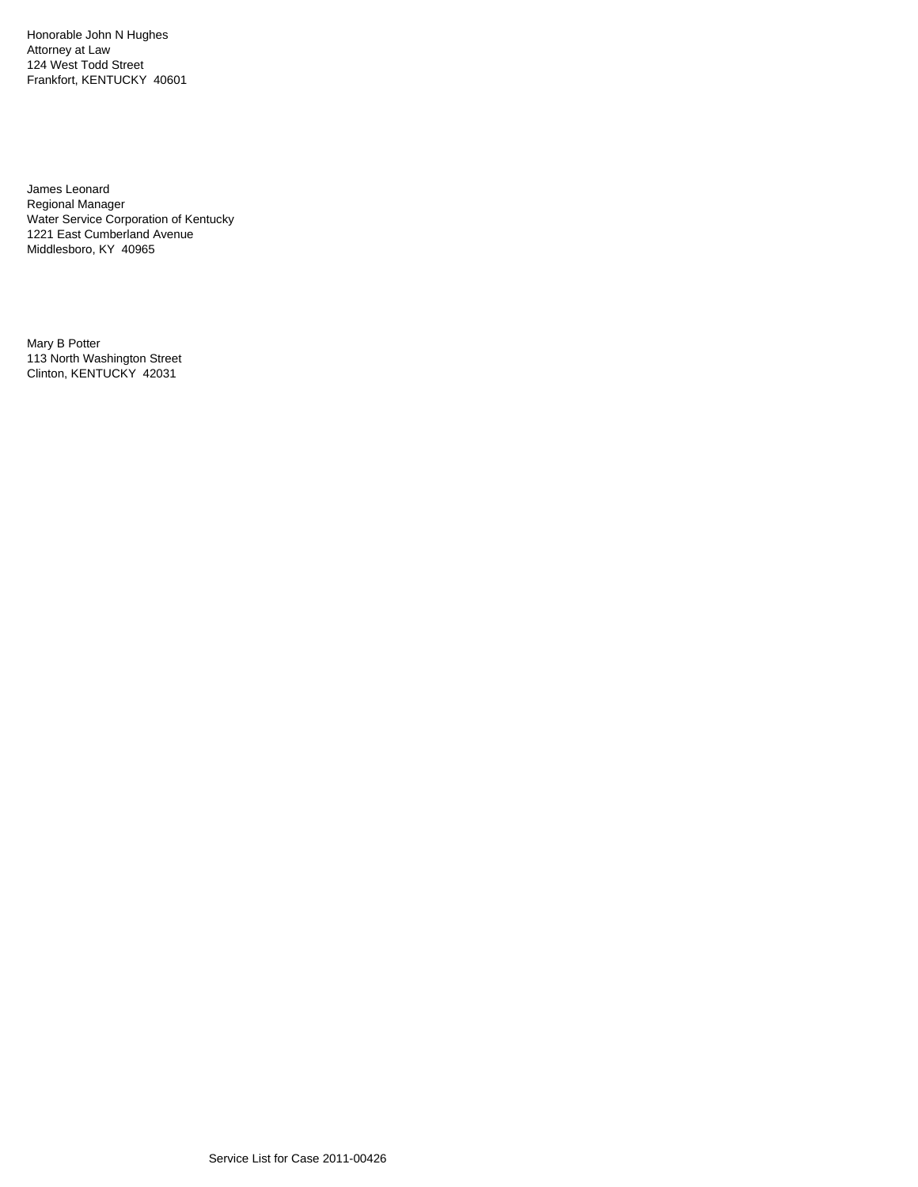Honorable John N Hughes
Attorney at Law
124 West Todd Street
Frankfort, KENTUCKY 40601

James Leonard
Regional Manager
Water Service Corporation of Kentucky
1221 East Cumberland Avenue
Middlesboro, KY 40965

Mary B Potter
113 North Washington Street
Clinton, KENTUCKY 42031

Service List for Case 2011-00426